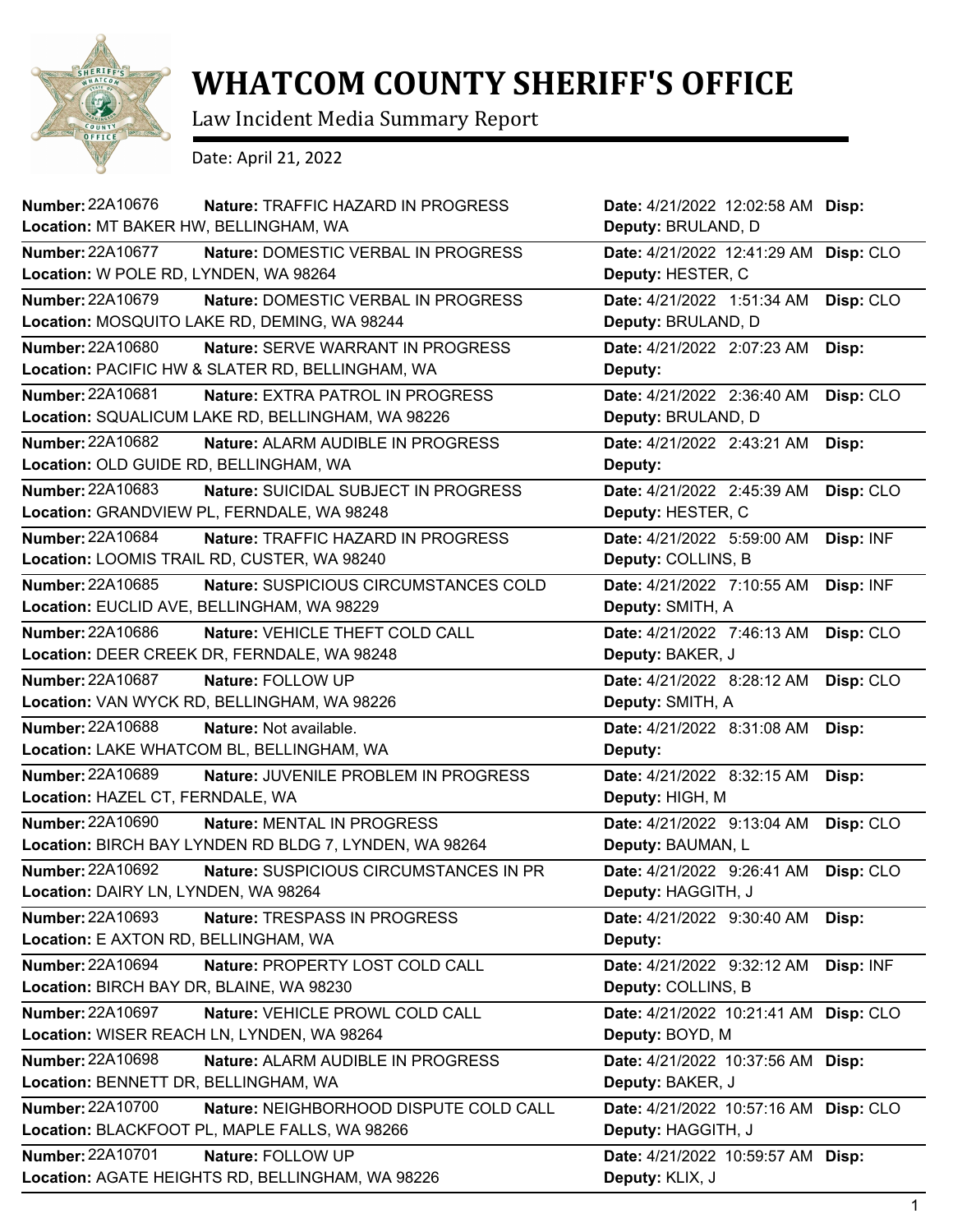# WHATCOM COUNTY SHERIFF'S OFFICE

Law Incident Media Summary Report

Date: April 21, 2022

| Number | Nature | Location | Date | Deputy | Disp |
|---|---|---|---|---|---|
| 22A10676 | TRAFFIC HAZARD IN PROGRESS | MT BAKER HW, BELLINGHAM, WA | 4/21/2022 12:02:58 AM | BRULAND, D | |
| 22A10677 | DOMESTIC VERBAL IN PROGRESS | W POLE RD, LYNDEN, WA 98264 | 4/21/2022 12:41:29 AM | HESTER, C | CLO |
| 22A10679 | DOMESTIC VERBAL IN PROGRESS | MOSQUITO LAKE RD, DEMING, WA 98244 | 4/21/2022 1:51:34 AM | BRULAND, D | CLO |
| 22A10680 | SERVE WARRANT IN PROGRESS | PACIFIC HW & SLATER RD, BELLINGHAM, WA | 4/21/2022 2:07:23 AM | | |
| 22A10681 | EXTRA PATROL IN PROGRESS | SQUALICUM LAKE RD, BELLINGHAM, WA 98226 | 4/21/2022 2:36:40 AM | BRULAND, D | CLO |
| 22A10682 | ALARM AUDIBLE IN PROGRESS | OLD GUIDE RD, BELLINGHAM, WA | 4/21/2022 2:43:21 AM | | |
| 22A10683 | SUICIDAL SUBJECT IN PROGRESS | GRANDVIEW PL, FERNDALE, WA 98248 | 4/21/2022 2:45:39 AM | HESTER, C | CLO |
| 22A10684 | TRAFFIC HAZARD IN PROGRESS | LOOMIS TRAIL RD, CUSTER, WA 98240 | 4/21/2022 5:59:00 AM | COLLINS, B | INF |
| 22A10685 | SUSPICIOUS CIRCUMSTANCES COLD | EUCLID AVE, BELLINGHAM, WA 98229 | 4/21/2022 7:10:55 AM | SMITH, A | INF |
| 22A10686 | VEHICLE THEFT COLD CALL | DEER CREEK DR, FERNDALE, WA 98248 | 4/21/2022 7:46:13 AM | BAKER, J | CLO |
| 22A10687 | FOLLOW UP | VAN WYCK RD, BELLINGHAM, WA 98226 | 4/21/2022 8:28:12 AM | SMITH, A | CLO |
| 22A10688 | Not available. | LAKE WHATCOM BL, BELLINGHAM, WA | 4/21/2022 8:31:08 AM | | |
| 22A10689 | JUVENILE PROBLEM IN PROGRESS | HAZEL CT, FERNDALE, WA | 4/21/2022 8:32:15 AM | HIGH, M | |
| 22A10690 | MENTAL IN PROGRESS | BIRCH BAY LYNDEN RD BLDG 7, LYNDEN, WA 98264 | 4/21/2022 9:13:04 AM | BAUMAN, L | CLO |
| 22A10692 | SUSPICIOUS CIRCUMSTANCES IN PR | DAIRY LN, LYNDEN, WA 98264 | 4/21/2022 9:26:41 AM | HAGGITH, J | CLO |
| 22A10693 | TRESPASS IN PROGRESS | E AXTON RD, BELLINGHAM, WA | 4/21/2022 9:30:40 AM | | |
| 22A10694 | PROPERTY LOST COLD CALL | BIRCH BAY DR, BLAINE, WA 98230 | 4/21/2022 9:32:12 AM | COLLINS, B | INF |
| 22A10697 | VEHICLE PROWL COLD CALL | WISER REACH LN, LYNDEN, WA 98264 | 4/21/2022 10:21:41 AM | BOYD, M | CLO |
| 22A10698 | ALARM AUDIBLE IN PROGRESS | BENNETT DR, BELLINGHAM, WA | 4/21/2022 10:37:56 AM | BAKER, J | |
| 22A10700 | NEIGHBORHOOD DISPUTE COLD CALL | BLACKFOOT PL, MAPLE FALLS, WA 98266 | 4/21/2022 10:57:16 AM | HAGGITH, J | CLO |
| 22A10701 | FOLLOW UP | AGATE HEIGHTS RD, BELLINGHAM, WA 98226 | 4/21/2022 10:59:57 AM | KLIX, J | |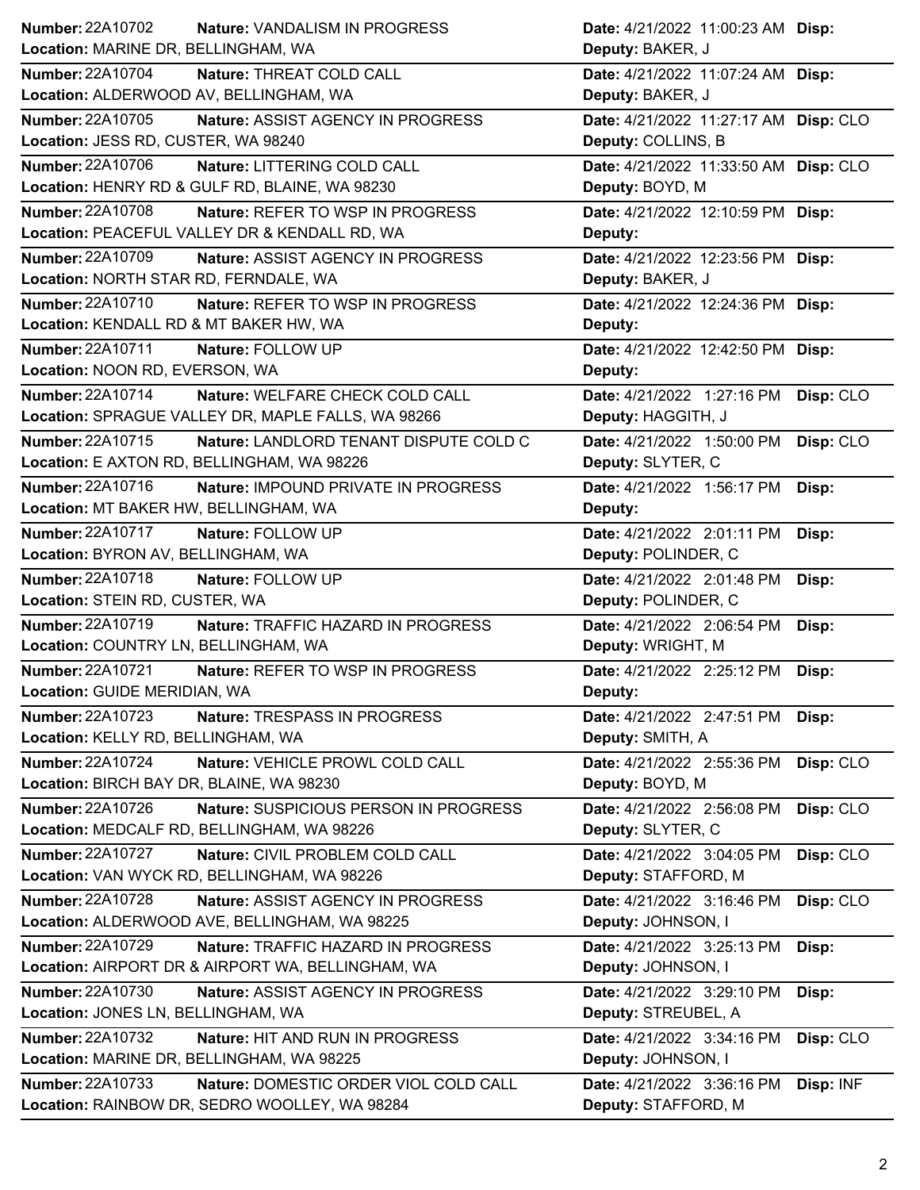| Number | Nature | Date | Disp | Location | Deputy |
|---|---|---|---|---|---|
| 22A10702 | VANDALISM IN PROGRESS | 4/21/2022 11:00:23 AM | | MARINE DR, BELLINGHAM, WA | BAKER, J |
| 22A10704 | THREAT COLD CALL | 4/21/2022 11:07:24 AM | | ALDERWOOD AV, BELLINGHAM, WA | BAKER, J |
| 22A10705 | ASSIST AGENCY IN PROGRESS | 4/21/2022 11:27:17 AM | CLO | JESS RD, CUSTER, WA 98240 | COLLINS, B |
| 22A10706 | LITTERING COLD CALL | 4/21/2022 11:33:50 AM | CLO | HENRY RD & GULF RD, BLAINE, WA 98230 | BOYD, M |
| 22A10708 | REFER TO WSP IN PROGRESS | 4/21/2022 12:10:59 PM | | PEACEFUL VALLEY DR & KENDALL RD, WA | |
| 22A10709 | ASSIST AGENCY IN PROGRESS | 4/21/2022 12:23:56 PM | | NORTH STAR RD, FERNDALE, WA | BAKER, J |
| 22A10710 | REFER TO WSP IN PROGRESS | 4/21/2022 12:24:36 PM | | KENDALL RD & MT BAKER HW, WA | |
| 22A10711 | FOLLOW UP | 4/21/2022 12:42:50 PM | | NOON RD, EVERSON, WA | |
| 22A10714 | WELFARE CHECK COLD CALL | 4/21/2022 1:27:16 PM | CLO | SPRAGUE VALLEY DR, MAPLE FALLS, WA 98266 | HAGGITH, J |
| 22A10715 | LANDLORD TENANT DISPUTE COLD C | 4/21/2022 1:50:00 PM | CLO | E AXTON RD, BELLINGHAM, WA 98226 | SLYTER, C |
| 22A10716 | IMPOUND PRIVATE IN PROGRESS | 4/21/2022 1:56:17 PM | | MT BAKER HW, BELLINGHAM, WA | |
| 22A10717 | FOLLOW UP | 4/21/2022 2:01:11 PM | | BYRON AV, BELLINGHAM, WA | POLINDER, C |
| 22A10718 | FOLLOW UP | 4/21/2022 2:01:48 PM | | STEIN RD, CUSTER, WA | POLINDER, C |
| 22A10719 | TRAFFIC HAZARD IN PROGRESS | 4/21/2022 2:06:54 PM | | COUNTRY LN, BELLINGHAM, WA | WRIGHT, M |
| 22A10721 | REFER TO WSP IN PROGRESS | 4/21/2022 2:25:12 PM | | GUIDE MERIDIAN, WA | |
| 22A10723 | TRESPASS IN PROGRESS | 4/21/2022 2:47:51 PM | | KELLY RD, BELLINGHAM, WA | SMITH, A |
| 22A10724 | VEHICLE PROWL COLD CALL | 4/21/2022 2:55:36 PM | CLO | BIRCH BAY DR, BLAINE, WA 98230 | BOYD, M |
| 22A10726 | SUSPICIOUS PERSON IN PROGRESS | 4/21/2022 2:56:08 PM | CLO | MEDCALF RD, BELLINGHAM, WA 98226 | SLYTER, C |
| 22A10727 | CIVIL PROBLEM COLD CALL | 4/21/2022 3:04:05 PM | CLO | VAN WYCK RD, BELLINGHAM, WA 98226 | STAFFORD, M |
| 22A10728 | ASSIST AGENCY IN PROGRESS | 4/21/2022 3:16:46 PM | CLO | ALDERWOOD AVE, BELLINGHAM, WA 98225 | JOHNSON, I |
| 22A10729 | TRAFFIC HAZARD IN PROGRESS | 4/21/2022 3:25:13 PM | | AIRPORT DR & AIRPORT WA, BELLINGHAM, WA | JOHNSON, I |
| 22A10730 | ASSIST AGENCY IN PROGRESS | 4/21/2022 3:29:10 PM | | JONES LN, BELLINGHAM, WA | STREUBEL, A |
| 22A10732 | HIT AND RUN IN PROGRESS | 4/21/2022 3:34:16 PM | CLO | MARINE DR, BELLINGHAM, WA 98225 | JOHNSON, I |
| 22A10733 | DOMESTIC ORDER VIOL COLD CALL | 4/21/2022 3:36:16 PM | INF | RAINBOW DR, SEDRO WOOLLEY, WA 98284 | STAFFORD, M |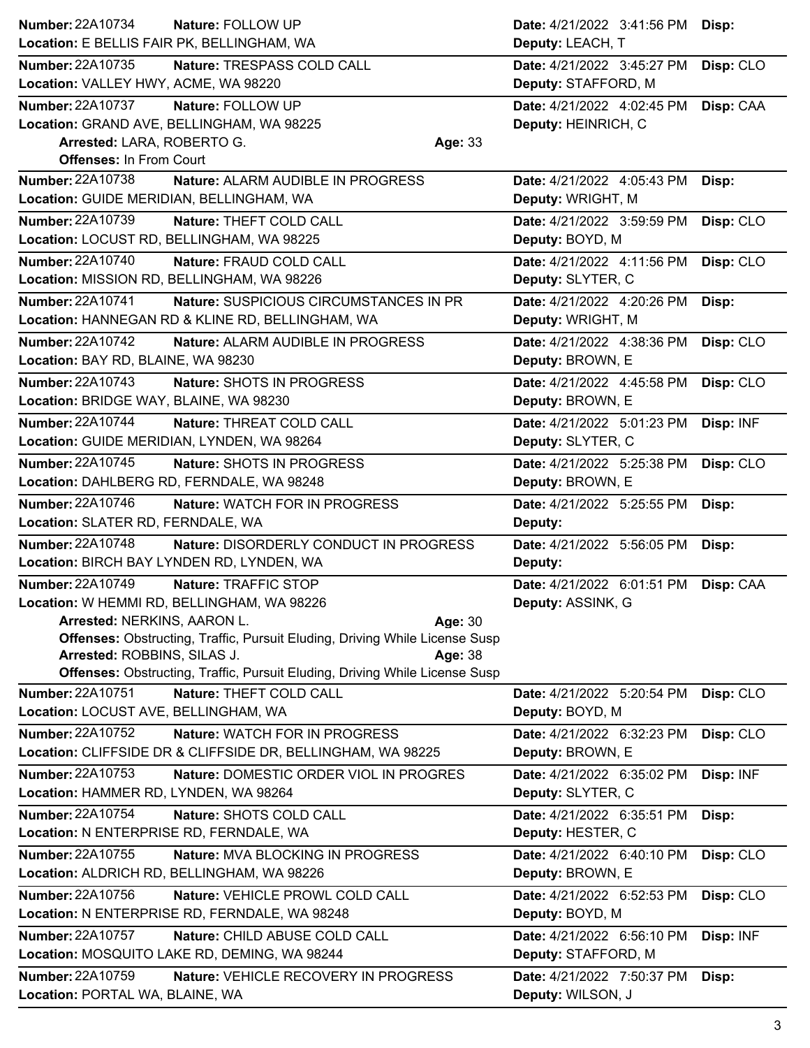**Number:** 22A10734 **Nature:** FOLLOW UP **Date:** 4/21/2022 3:41:56 PM **Disp:**
**Location:** E BELLIS FAIR PK, BELLINGHAM, WA **Deputy:** LEACH, T

---

**Number:** 22A10735 **Nature:** TRESPASS COLD CALL **Date:** 4/21/2022 3:45:27 PM **Disp:** CLO
**Location:** VALLEY HWY, ACME, WA 98220 **Deputy:** STAFFORD, M

---

**Number:** 22A10737 **Nature:** FOLLOW UP **Date:** 4/21/2022 4:02:45 PM **Disp:** CAA
**Location:** GRAND AVE, BELLINGHAM, WA 98225 **Deputy:** HEINRICH, C
**Arrested:** LARA, ROBERTO G. **Age:** 33
**Offenses:** In From Court

---

**Number:** 22A10738 **Nature:** ALARM AUDIBLE IN PROGRESS **Date:** 4/21/2022 4:05:43 PM **Disp:**
**Location:** GUIDE MERIDIAN, BELLINGHAM, WA **Deputy:** WRIGHT, M

---

**Number:** 22A10739 **Nature:** THEFT COLD CALL **Date:** 4/21/2022 3:59:59 PM **Disp:** CLO
**Location:** LOCUST RD, BELLINGHAM, WA 98225 **Deputy:** BOYD, M

---

**Number:** 22A10740 **Nature:** FRAUD COLD CALL **Date:** 4/21/2022 4:11:56 PM **Disp:** CLO
**Location:** MISSION RD, BELLINGHAM, WA 98226 **Deputy:** SLYTER, C

---

**Number:** 22A10741 **Nature:** SUSPICIOUS CIRCUMSTANCES IN PR **Date:** 4/21/2022 4:20:26 PM **Disp:**
**Location:** HANNEGAN RD & KLINE RD, BELLINGHAM, WA **Deputy:** WRIGHT, M

---

**Number:** 22A10742 **Nature:** ALARM AUDIBLE IN PROGRESS **Date:** 4/21/2022 4:38:36 PM **Disp:** CLO
**Location:** BAY RD, BLAINE, WA 98230 **Deputy:** BROWN, E

---

**Number:** 22A10743 **Nature:** SHOTS IN PROGRESS **Date:** 4/21/2022 4:45:58 PM **Disp:** CLO
**Location:** BRIDGE WAY, BLAINE, WA 98230 **Deputy:** BROWN, E

---

**Number:** 22A10744 **Nature:** THREAT COLD CALL **Date:** 4/21/2022 5:01:23 PM **Disp:** INF
**Location:** GUIDE MERIDIAN, LYNDEN, WA 98264 **Deputy:** SLYTER, C

---

**Number:** 22A10745 **Nature:** SHOTS IN PROGRESS **Date:** 4/21/2022 5:25:38 PM **Disp:** CLO
**Location:** DAHLBERG RD, FERNDALE, WA 98248 **Deputy:** BROWN, E

---

**Number:** 22A10746 **Nature:** WATCH FOR IN PROGRESS **Date:** 4/21/2022 5:25:55 PM **Disp:**
**Location:** SLATER RD, FERNDALE, WA **Deputy:**

---

**Number:** 22A10748 **Nature:** DISORDERLY CONDUCT IN PROGRESS **Date:** 4/21/2022 5:56:05 PM **Disp:**
**Location:** BIRCH BAY LYNDEN RD, LYNDEN, WA **Deputy:**

---

**Number:** 22A10749 **Nature:** TRAFFIC STOP **Date:** 4/21/2022 6:01:51 PM **Disp:** CAA
**Location:** W HEMMI RD, BELLINGHAM, WA 98226 **Deputy:** ASSINK, G
**Arrested:** NERKINS, AARON L. **Age:** 30
**Offenses:** Obstructing, Traffic, Pursuit Eluding, Driving While License Susp
**Arrested:** ROBBINS, SILAS J. **Age:** 38
**Offenses:** Obstructing, Traffic, Pursuit Eluding, Driving While License Susp

---

**Number:** 22A10751 **Nature:** THEFT COLD CALL **Date:** 4/21/2022 5:20:54 PM **Disp:** CLO
**Location:** LOCUST AVE, BELLINGHAM, WA **Deputy:** BOYD, M

---

**Number:** 22A10752 **Nature:** WATCH FOR IN PROGRESS **Date:** 4/21/2022 6:32:23 PM **Disp:** CLO
**Location:** CLIFFSIDE DR & CLIFFSIDE DR, BELLINGHAM, WA 98225 **Deputy:** BROWN, E

---

**Number:** 22A10753 **Nature:** DOMESTIC ORDER VIOL IN PROGRES **Date:** 4/21/2022 6:35:02 PM **Disp:** INF
**Location:** HAMMER RD, LYNDEN, WA 98264 **Deputy:** SLYTER, C

---

**Number:** 22A10754 **Nature:** SHOTS COLD CALL **Date:** 4/21/2022 6:35:51 PM **Disp:**
**Location:** N ENTERPRISE RD, FERNDALE, WA **Deputy:** HESTER, C

---

**Number:** 22A10755 **Nature:** MVA BLOCKING IN PROGRESS **Date:** 4/21/2022 6:40:10 PM **Disp:** CLO
**Location:** ALDRICH RD, BELLINGHAM, WA 98226 **Deputy:** BROWN, E

---

**Number:** 22A10756 **Nature:** VEHICLE PROWL COLD CALL **Date:** 4/21/2022 6:52:53 PM **Disp:** CLO
**Location:** N ENTERPRISE RD, FERNDALE, WA 98248 **Deputy:** BOYD, M

---

**Number:** 22A10757 **Nature:** CHILD ABUSE COLD CALL **Date:** 4/21/2022 6:56:10 PM **Disp:** INF
**Location:** MOSQUITO LAKE RD, DEMING, WA 98244 **Deputy:** STAFFORD, M

---

**Number:** 22A10759 **Nature:** VEHICLE RECOVERY IN PROGRESS **Date:** 4/21/2022 7:50:37 PM **Disp:**
**Location:** PORTAL WA, BLAINE, WA **Deputy:** WILSON, J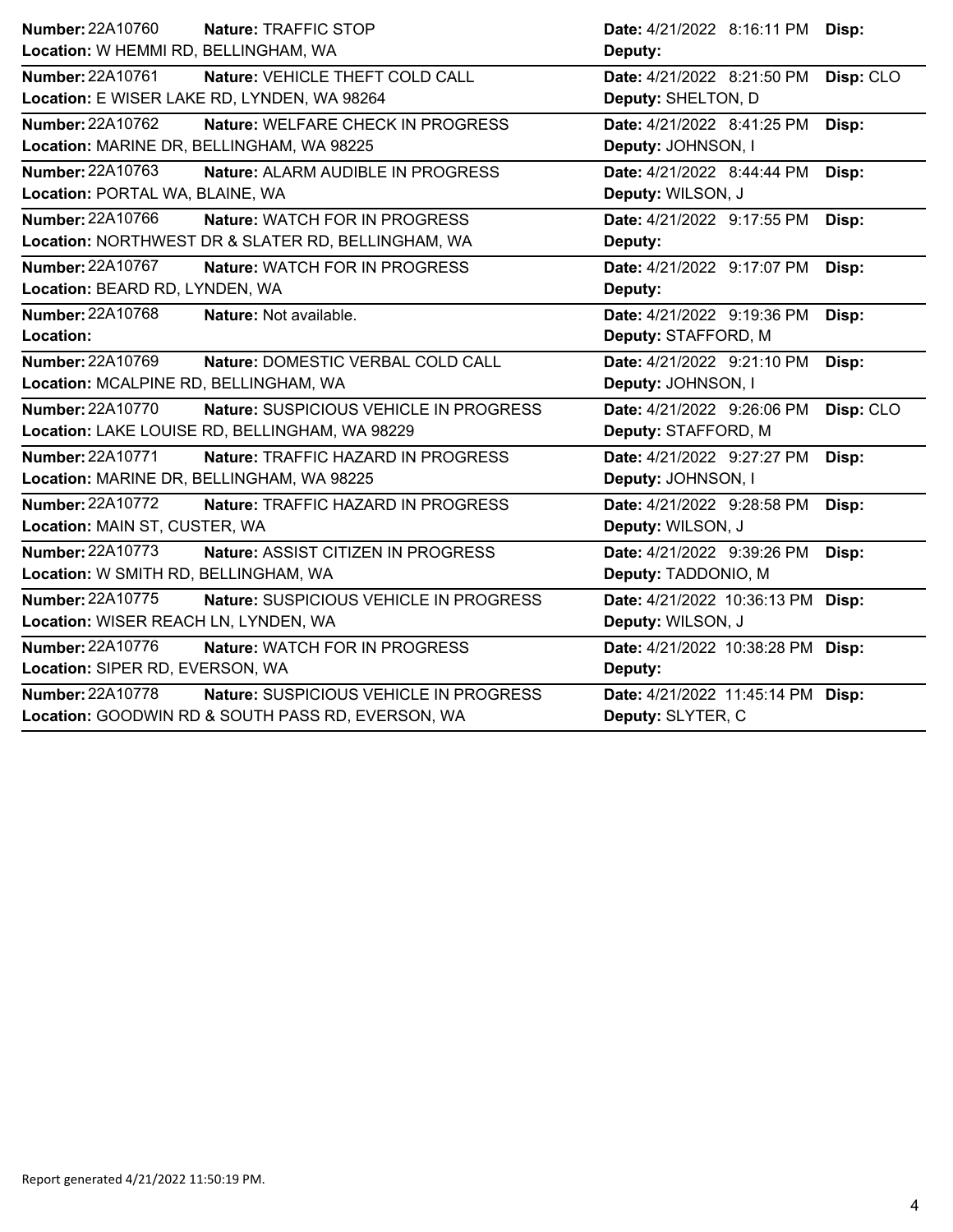**Number:** 22A10760 **Nature:** TRAFFIC STOP **Date:** 4/21/2022 8:16:11 PM **Disp:**
**Location:** W HEMMI RD, BELLINGHAM, WA **Deputy:**

---

**Number:** 22A10761 **Nature:** VEHICLE THEFT COLD CALL **Date:** 4/21/2022 8:21:50 PM **Disp:** CLO
**Location:** E WISER LAKE RD, LYNDEN, WA 98264 **Deputy:** SHELTON, D

---

**Number:** 22A10762 **Nature:** WELFARE CHECK IN PROGRESS **Date:** 4/21/2022 8:41:25 PM **Disp:**
**Location:** MARINE DR, BELLINGHAM, WA 98225 **Deputy:** JOHNSON, I

---

**Number:** 22A10763 **Nature:** ALARM AUDIBLE IN PROGRESS **Date:** 4/21/2022 8:44:44 PM **Disp:**
**Location:** PORTAL WA, BLAINE, WA **Deputy:** WILSON, J

---

**Number:** 22A10766 **Nature:** WATCH FOR IN PROGRESS **Date:** 4/21/2022 9:17:55 PM **Disp:**
**Location:** NORTHWEST DR & SLATER RD, BELLINGHAM, WA **Deputy:**

---

**Number:** 22A10767 **Nature:** WATCH FOR IN PROGRESS **Date:** 4/21/2022 9:17:07 PM **Disp:**
**Location:** BEARD RD, LYNDEN, WA **Deputy:**

---

**Number:** 22A10768 **Nature:** Not available. **Date:** 4/21/2022 9:19:36 PM **Disp:**
**Location:** **Deputy:** STAFFORD, M

---

**Number:** 22A10769 **Nature:** DOMESTIC VERBAL COLD CALL **Date:** 4/21/2022 9:21:10 PM **Disp:**
**Location:** MCALPINE RD, BELLINGHAM, WA **Deputy:** JOHNSON, I

---

**Number:** 22A10770 **Nature:** SUSPICIOUS VEHICLE IN PROGRESS **Date:** 4/21/2022 9:26:06 PM **Disp:** CLO
**Location:** LAKE LOUISE RD, BELLINGHAM, WA 98229 **Deputy:** STAFFORD, M

---

**Number:** 22A10771 **Nature:** TRAFFIC HAZARD IN PROGRESS **Date:** 4/21/2022 9:27:27 PM **Disp:**
**Location:** MARINE DR, BELLINGHAM, WA 98225 **Deputy:** JOHNSON, I

---

**Number:** 22A10772 **Nature:** TRAFFIC HAZARD IN PROGRESS **Date:** 4/21/2022 9:28:58 PM **Disp:**
**Location:** MAIN ST, CUSTER, WA **Deputy:** WILSON, J

---

**Number:** 22A10773 **Nature:** ASSIST CITIZEN IN PROGRESS **Date:** 4/21/2022 9:39:26 PM **Disp:**
**Location:** W SMITH RD, BELLINGHAM, WA **Deputy:** TADDONIO, M

---

**Number:** 22A10775 **Nature:** SUSPICIOUS VEHICLE IN PROGRESS **Date:** 4/21/2022 10:36:13 PM **Disp:**
**Location:** WISER REACH LN, LYNDEN, WA **Deputy:** WILSON, J

---

**Number:** 22A10776 **Nature:** WATCH FOR IN PROGRESS **Date:** 4/21/2022 10:38:28 PM **Disp:**
**Location:** SIPER RD, EVERSON, WA **Deputy:**

---

**Number:** 22A10778 **Nature:** SUSPICIOUS VEHICLE IN PROGRESS **Date:** 4/21/2022 11:45:14 PM **Disp:**
**Location:** GOODWIN RD & SOUTH PASS RD, EVERSON, WA **Deputy:** SLYTER, C

---

Report generated 4/21/2022 11:50:19 PM.